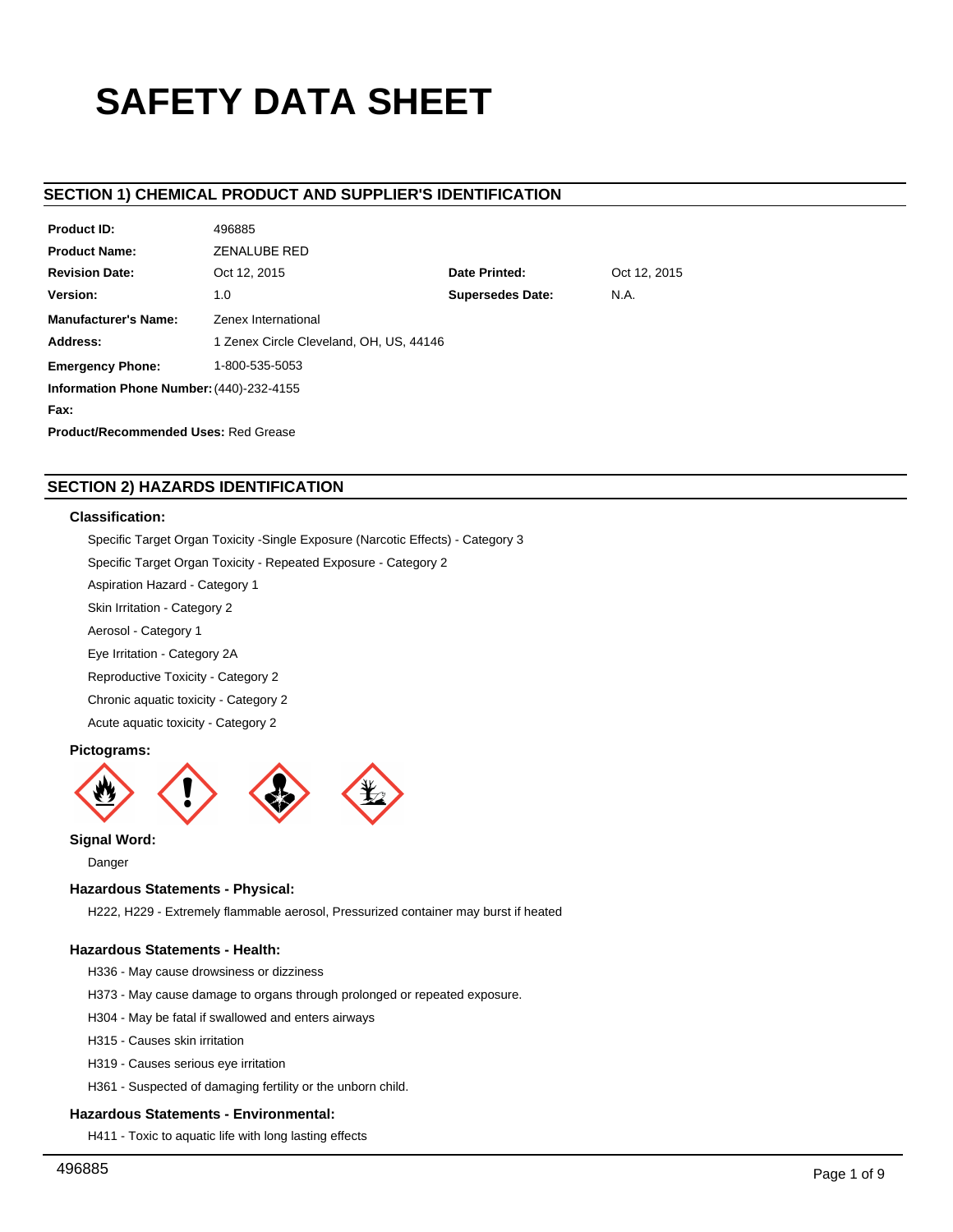# SAFETY DATA SHEET

## SECTION 1) CHEMICAL PRODUCT AND SUPPLIER'S IDENTIFICATION

| | | | |
|---|---|---|---|
| **Product ID:** | 496885 | | |
| **Product Name:** | ZENALUBE RED | | |
| **Revision Date:** | Oct 12, 2015 | **Date Printed:** | Oct 12, 2015 |
| **Version:** | 1.0 | **Supersedes Date:** | N.A. |
| **Manufacturer's Name:** | Zenex International | | |
| **Address:** | 1 Zenex Circle Cleveland, OH, US, 44146 | | |
| **Emergency Phone:** | 1-800-535-5053 | | |
| **Information Phone Number:** | (440)-232-4155 | | |
| **Fax:** | | | |
| **Product/Recommended Uses:** | Red Grease | | |

## SECTION 2) HAZARDS IDENTIFICATION

### Classification:

Specific Target Organ Toxicity -Single Exposure (Narcotic Effects) - Category 3

Specific Target Organ Toxicity - Repeated Exposure - Category 2

Aspiration Hazard - Category 1

Skin Irritation - Category 2

Aerosol - Category 1

Eye Irritation - Category 2A

Reproductive Toxicity - Category 2

Chronic aquatic toxicity - Category 2

Acute aquatic toxicity - Category 2

### Pictograms:

### Signal Word:

Danger

### Hazardous Statements - Physical:

H222, H229 - Extremely flammable aerosol, Pressurized container may burst if heated

### Hazardous Statements - Health:

H336 - May cause drowsiness or dizziness

H373 - May cause damage to organs through prolonged or repeated exposure.

H304 - May be fatal if swallowed and enters airways

H315 - Causes skin irritation

H319 - Causes serious eye irritation

H361 - Suspected of damaging fertility or the unborn child.

### Hazardous Statements - Environmental:

H411 - Toxic to aquatic life with long lasting effects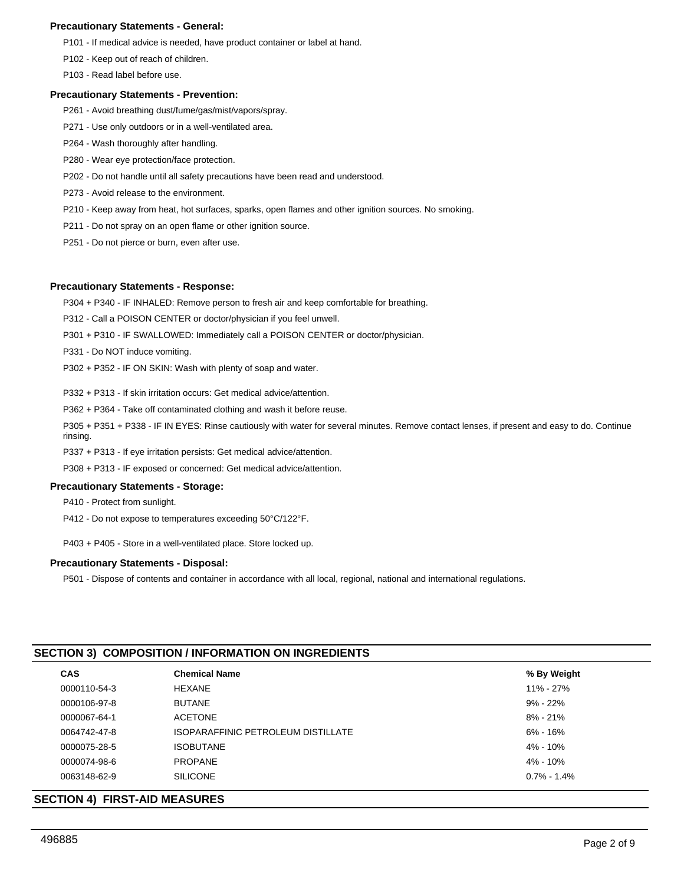**Precautionary Statements - General:**

P101 - If medical advice is needed, have product container or label at hand.

P102 - Keep out of reach of children.

P103 - Read label before use.

**Precautionary Statements - Prevention:**

P261 - Avoid breathing dust/fume/gas/mist/vapors/spray.

P271 - Use only outdoors or in a well-ventilated area.

P264 - Wash thoroughly after handling.

P280 - Wear eye protection/face protection.

P202 - Do not handle until all safety precautions have been read and understood.

P273 - Avoid release to the environment.

P210 - Keep away from heat, hot surfaces, sparks, open flames and other ignition sources. No smoking.

P211 - Do not spray on an open flame or other ignition source.

P251 - Do not pierce or burn, even after use.

**Precautionary Statements - Response:**

P304 + P340 - IF INHALED: Remove person to fresh air and keep comfortable for breathing.

P312 - Call a POISON CENTER or doctor/physician if you feel unwell.

P301 + P310 - IF SWALLOWED: Immediately call a POISON CENTER or doctor/physician.

P331 - Do NOT induce vomiting.

P302 + P352 - IF ON SKIN: Wash with plenty of soap and water.

P332 + P313 - If skin irritation occurs: Get medical advice/attention.

P362 + P364 - Take off contaminated clothing and wash it before reuse.

P305 + P351 + P338 - IF IN EYES: Rinse cautiously with water for several minutes. Remove contact lenses, if present and easy to do. Continue rinsing.

P337 + P313 - If eye irritation persists: Get medical advice/attention.

P308 + P313 - IF exposed or concerned: Get medical advice/attention.

**Precautionary Statements - Storage:**

P410 - Protect from sunlight.

P412 - Do not expose to temperatures exceeding 50°C/122°F.

P403 + P405 - Store in a well-ventilated place. Store locked up.

**Precautionary Statements - Disposal:**

P501 - Dispose of contents and container in accordance with all local, regional, national and international regulations.

## SECTION 3) COMPOSITION / INFORMATION ON INGREDIENTS

| CAS | Chemical Name | % By Weight |
|---|---|---|
| 0000110-54-3 | HEXANE | 11% - 27% |
| 0000106-97-8 | BUTANE | 9% - 22% |
| 0000067-64-1 | ACETONE | 8% - 21% |
| 0064742-47-8 | ISOPARAFFINIC PETROLEUM DISTILLATE | 6% - 16% |
| 0000075-28-5 | ISOBUTANE | 4% - 10% |
| 0000074-98-6 | PROPANE | 4% - 10% |
| 0063148-62-9 | SILICONE | 0.7% - 1.4% |

## SECTION 4) FIRST-AID MEASURES

496885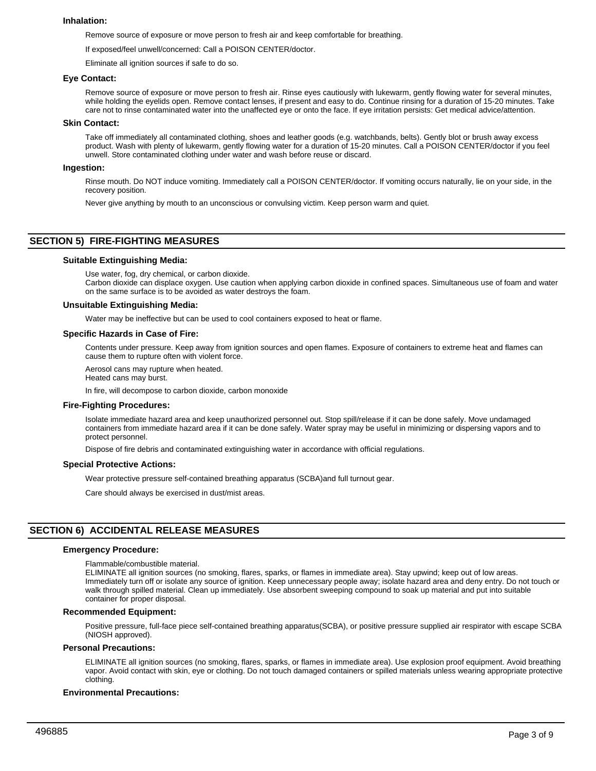### Inhalation:

Remove source of exposure or move person to fresh air and keep comfortable for breathing.

If exposed/feel unwell/concerned: Call a POISON CENTER/doctor.

Eliminate all ignition sources if safe to do so.

### Eye Contact:

Remove source of exposure or move person to fresh air. Rinse eyes cautiously with lukewarm, gently flowing water for several minutes, while holding the eyelids open. Remove contact lenses, if present and easy to do. Continue rinsing for a duration of 15-20 minutes. Take care not to rinse contaminated water into the unaffected eye or onto the face. If eye irritation persists: Get medical advice/attention.

### Skin Contact:

Take off immediately all contaminated clothing, shoes and leather goods (e.g. watchbands, belts). Gently blot or brush away excess product. Wash with plenty of lukewarm, gently flowing water for a duration of 15-20 minutes. Call a POISON CENTER/doctor if you feel unwell. Store contaminated clothing under water and wash before reuse or discard.

### Ingestion:

Rinse mouth. Do NOT induce vomiting. Immediately call a POISON CENTER/doctor. If vomiting occurs naturally, lie on your side, in the recovery position.

Never give anything by mouth to an unconscious or convulsing victim. Keep person warm and quiet.

## SECTION 5) FIRE-FIGHTING MEASURES

### Suitable Extinguishing Media:

Use water, fog, dry chemical, or carbon dioxide.
Carbon dioxide can displace oxygen. Use caution when applying carbon dioxide in confined spaces. Simultaneous use of foam and water on the same surface is to be avoided as water destroys the foam.

### Unsuitable Extinguishing Media:

Water may be ineffective but can be used to cool containers exposed to heat or flame.

### Specific Hazards in Case of Fire:

Contents under pressure. Keep away from ignition sources and open flames. Exposure of containers to extreme heat and flames can cause them to rupture often with violent force.

Aerosol cans may rupture when heated.
Heated cans may burst.

In fire, will decompose to carbon dioxide, carbon monoxide

### Fire-Fighting Procedures:

Isolate immediate hazard area and keep unauthorized personnel out. Stop spill/release if it can be done safely. Move undamaged containers from immediate hazard area if it can be done safely. Water spray may be useful in minimizing or dispersing vapors and to protect personnel.

Dispose of fire debris and contaminated extinguishing water in accordance with official regulations.

### Special Protective Actions:

Wear protective pressure self-contained breathing apparatus (SCBA)and full turnout gear.

Care should always be exercised in dust/mist areas.

## SECTION 6) ACCIDENTAL RELEASE MEASURES

### Emergency Procedure:

Flammable/combustible material.
ELIMINATE all ignition sources (no smoking, flares, sparks, or flames in immediate area). Stay upwind; keep out of low areas. Immediately turn off or isolate any source of ignition. Keep unnecessary people away; isolate hazard area and deny entry. Do not touch or walk through spilled material. Clean up immediately. Use absorbent sweeping compound to soak up material and put into suitable container for proper disposal.

### Recommended Equipment:

Positive pressure, full-face piece self-contained breathing apparatus(SCBA), or positive pressure supplied air respirator with escape SCBA (NIOSH approved).

### Personal Precautions:

ELIMINATE all ignition sources (no smoking, flares, sparks, or flames in immediate area). Use explosion proof equipment. Avoid breathing vapor. Avoid contact with skin, eye or clothing. Do not touch damaged containers or spilled materials unless wearing appropriate protective clothing.

### Environmental Precautions:

496885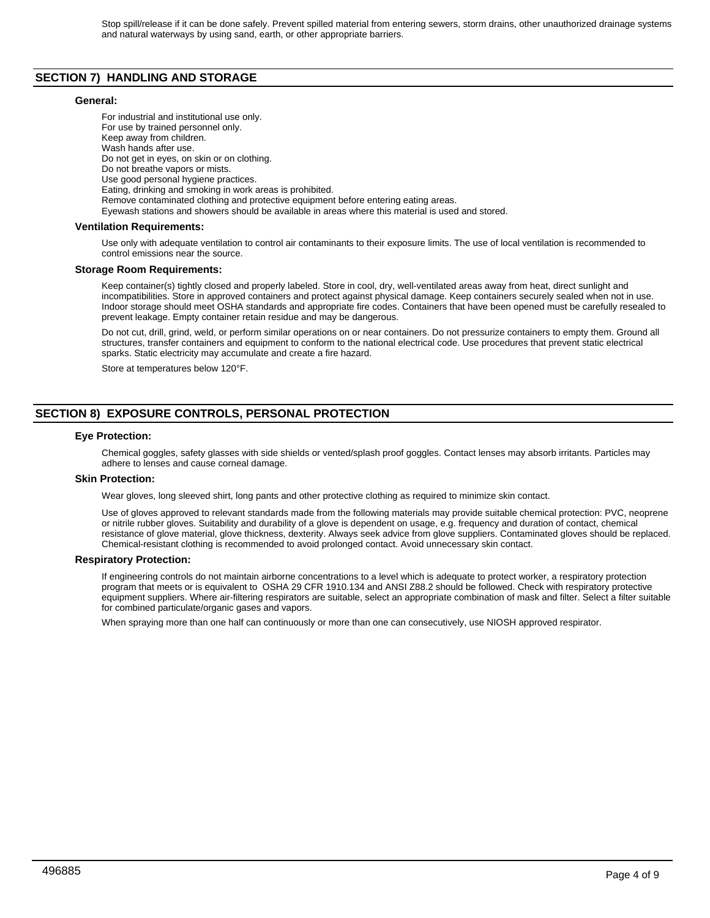Stop spill/release if it can be done safely. Prevent spilled material from entering sewers, storm drains, other unauthorized drainage systems and natural waterways by using sand, earth, or other appropriate barriers.

## SECTION 7) HANDLING AND STORAGE

### General:

For industrial and institutional use only.
For use by trained personnel only.
Keep away from children.
Wash hands after use.
Do not get in eyes, on skin or on clothing.
Do not breathe vapors or mists.
Use good personal hygiene practices.
Eating, drinking and smoking in work areas is prohibited.
Remove contaminated clothing and protective equipment before entering eating areas.
Eyewash stations and showers should be available in areas where this material is used and stored.

### Ventilation Requirements:

Use only with adequate ventilation to control air contaminants to their exposure limits. The use of local ventilation is recommended to control emissions near the source.

### Storage Room Requirements:

Keep container(s) tightly closed and properly labeled. Store in cool, dry, well-ventilated areas away from heat, direct sunlight and incompatibilities. Store in approved containers and protect against physical damage. Keep containers securely sealed when not in use. Indoor storage should meet OSHA standards and appropriate fire codes. Containers that have been opened must be carefully resealed to prevent leakage. Empty container retain residue and may be dangerous.

Do not cut, drill, grind, weld, or perform similar operations on or near containers. Do not pressurize containers to empty them. Ground all structures, transfer containers and equipment to conform to the national electrical code. Use procedures that prevent static electrical sparks. Static electricity may accumulate and create a fire hazard.

Store at temperatures below 120°F.

## SECTION 8) EXPOSURE CONTROLS, PERSONAL PROTECTION

### Eye Protection:

Chemical goggles, safety glasses with side shields or vented/splash proof goggles. Contact lenses may absorb irritants. Particles may adhere to lenses and cause corneal damage.

### Skin Protection:

Wear gloves, long sleeved shirt, long pants and other protective clothing as required to minimize skin contact.

Use of gloves approved to relevant standards made from the following materials may provide suitable chemical protection: PVC, neoprene or nitrile rubber gloves. Suitability and durability of a glove is dependent on usage, e.g. frequency and duration of contact, chemical resistance of glove material, glove thickness, dexterity. Always seek advice from glove suppliers. Contaminated gloves should be replaced. Chemical-resistant clothing is recommended to avoid prolonged contact. Avoid unnecessary skin contact.

### Respiratory Protection:

If engineering controls do not maintain airborne concentrations to a level which is adequate to protect worker, a respiratory protection program that meets or is equivalent to OSHA 29 CFR 1910.134 and ANSI Z88.2 should be followed. Check with respiratory protective equipment suppliers. Where air-filtering respirators are suitable, select an appropriate combination of mask and filter. Select a filter suitable for combined particulate/organic gases and vapors.

When spraying more than one half can continuously or more than one can consecutively, use NIOSH approved respirator.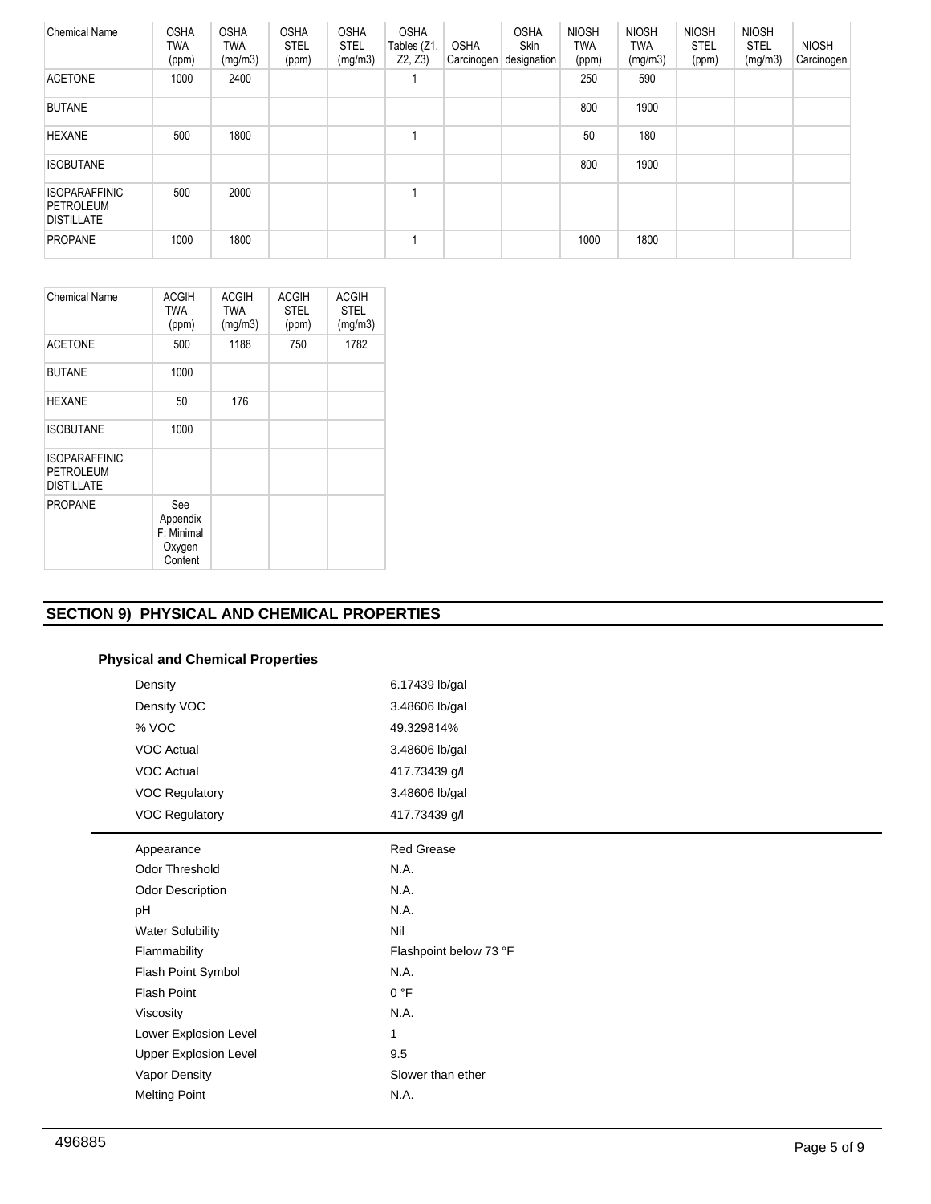| Chemical Name | OSHA TWA (ppm) | OSHA TWA (mg/m3) | OSHA STEL (ppm) | OSHA STEL (mg/m3) | OSHA Tables (Z1, Z2, Z3) | OSHA Carcinogen | OSHA Skin designation | NIOSH TWA (ppm) | NIOSH TWA (mg/m3) | NIOSH STEL (ppm) | NIOSH STEL (mg/m3) | NIOSH Carcinogen |
|---|---|---|---|---|---|---|---|---|---|---|---|---|
| ACETONE | 1000 | 2400 | | | 1 | | | 250 | 590 | | | |
| BUTANE | | | | | | | | 800 | 1900 | | | |
| HEXANE | 500 | 1800 | | | 1 | | | 50 | 180 | | | |
| ISOBUTANE | | | | | | | | 800 | 1900 | | | |
| ISOPARAFFINIC PETROLEUM DISTILLATE | 500 | 2000 | | | 1 | | | | | | | |
| PROPANE | 1000 | 1800 | | | 1 | | | 1000 | 1800 | | | |

| Chemical Name | ACGIH TWA (ppm) | ACGIH TWA (mg/m3) | ACGIH STEL (ppm) | ACGIH STEL (mg/m3) |
|---|---|---|---|---|
| ACETONE | 500 | 1188 | 750 | 1782 |
| BUTANE | 1000 | | | |
| HEXANE | 50 | 176 | | |
| ISOBUTANE | 1000 | | | |
| ISOPARAFFINIC PETROLEUM DISTILLATE | | | | |
| PROPANE | See Appendix F: Minimal Oxygen Content | | | |

## SECTION 9) PHYSICAL AND CHEMICAL PROPERTIES

### Physical and Chemical Properties

| | |
|---|---|
| Density | 6.17439 lb/gal |
| Density VOC | 3.48606 lb/gal |
| % VOC | 49.329814% |
| VOC Actual | 3.48606 lb/gal |
| VOC Actual | 417.73439 g/l |
| VOC Regulatory | 3.48606 lb/gal |
| VOC Regulatory | 417.73439 g/l |

| | |
|---|---|
| Appearance | Red Grease |
| Odor Threshold | N.A. |
| Odor Description | N.A. |
| pH | N.A. |
| Water Solubility | Nil |
| Flammability | Flashpoint below 73 °F |
| Flash Point Symbol | N.A. |
| Flash Point | 0 °F |
| Viscosity | N.A. |
| Lower Explosion Level | 1 |
| Upper Explosion Level | 9.5 |
| Vapor Density | Slower than ether |
| Melting Point | N.A. |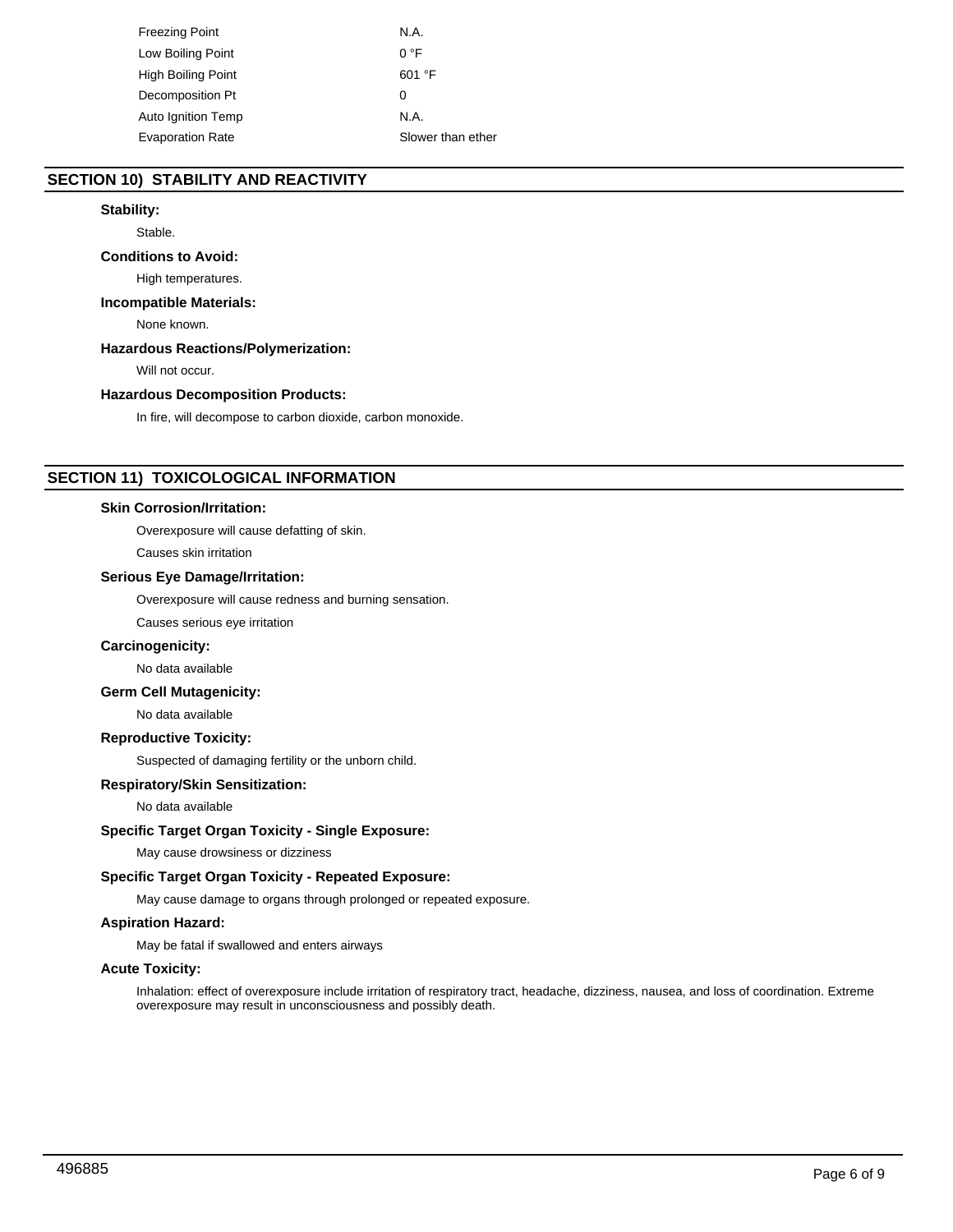| | |
|---|---|
| Freezing Point | N.A. |
| Low Boiling Point | 0 °F |
| High Boiling Point | 601 °F |
| Decomposition Pt | 0 |
| Auto Ignition Temp | N.A. |
| Evaporation Rate | Slower than ether |

## SECTION 10) STABILITY AND REACTIVITY

**Stability:**

Stable.

**Conditions to Avoid:**

High temperatures.

**Incompatible Materials:**

None known.

**Hazardous Reactions/Polymerization:**

Will not occur.

**Hazardous Decomposition Products:**

In fire, will decompose to carbon dioxide, carbon monoxide.

## SECTION 11) TOXICOLOGICAL INFORMATION

**Skin Corrosion/Irritation:**

Overexposure will cause defatting of skin.

Causes skin irritation

**Serious Eye Damage/Irritation:**

Overexposure will cause redness and burning sensation.

Causes serious eye irritation

**Carcinogenicity:**

No data available

**Germ Cell Mutagenicity:**

No data available

**Reproductive Toxicity:**

Suspected of damaging fertility or the unborn child.

**Respiratory/Skin Sensitization:**

No data available

**Specific Target Organ Toxicity - Single Exposure:**

May cause drowsiness or dizziness

**Specific Target Organ Toxicity - Repeated Exposure:**

May cause damage to organs through prolonged or repeated exposure.

**Aspiration Hazard:**

May be fatal if swallowed and enters airways

**Acute Toxicity:**

Inhalation: effect of overexposure include irritation of respiratory tract, headache, dizziness, nausea, and loss of coordination. Extreme overexposure may result in unconsciousness and possibly death.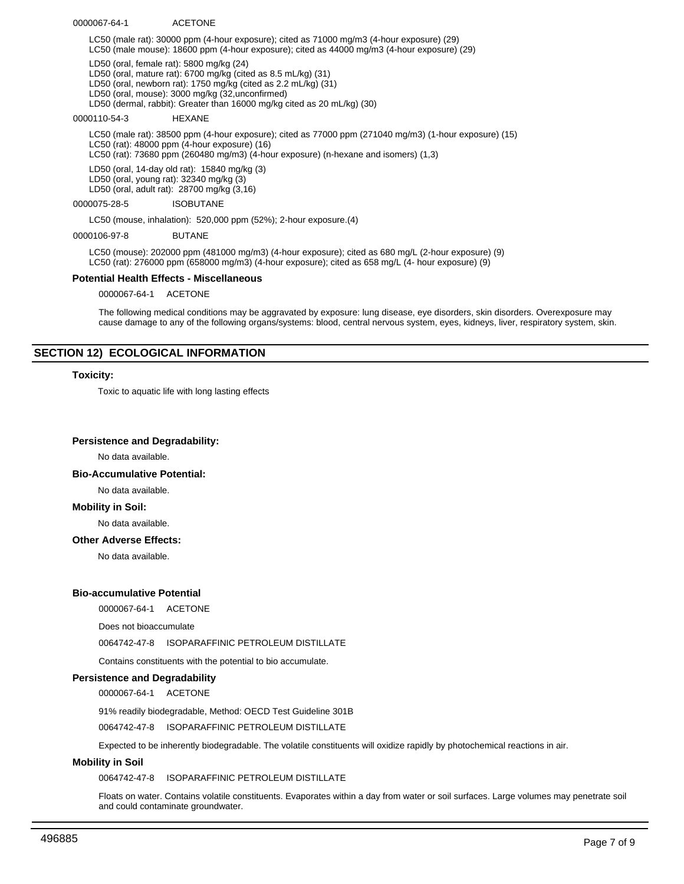0000067-64-1 ACETONE

LC50 (male rat): 30000 ppm (4-hour exposure); cited as 71000 mg/m3 (4-hour exposure) (29)
LC50 (male mouse): 18600 ppm (4-hour exposure); cited as 44000 mg/m3 (4-hour exposure) (29)

LD50 (oral, female rat): 5800 mg/kg (24)
LD50 (oral, mature rat): 6700 mg/kg (cited as 8.5 mL/kg) (31)
LD50 (oral, newborn rat): 1750 mg/kg (cited as 2.2 mL/kg) (31)
LD50 (oral, mouse): 3000 mg/kg (32,unconfirmed)
LD50 (dermal, rabbit): Greater than 16000 mg/kg cited as 20 mL/kg) (30)

0000110-54-3 HEXANE

LC50 (male rat): 38500 ppm (4-hour exposure); cited as 77000 ppm (271040 mg/m3) (1-hour exposure) (15)
LC50 (rat): 48000 ppm (4-hour exposure) (16)
LC50 (rat): 73680 ppm (260480 mg/m3) (4-hour exposure) (n-hexane and isomers) (1,3)

LD50 (oral, 14-day old rat): 15840 mg/kg (3)
LD50 (oral, young rat): 32340 mg/kg (3)
LD50 (oral, adult rat): 28700 mg/kg (3,16)

0000075-28-5 ISOBUTANE

LC50 (mouse, inhalation): 520,000 ppm (52%); 2-hour exposure.(4)

0000106-97-8 BUTANE

LC50 (mouse): 202000 ppm (481000 mg/m3) (4-hour exposure); cited as 680 mg/L (2-hour exposure) (9)
LC50 (rat): 276000 ppm (658000 mg/m3) (4-hour exposure); cited as 658 mg/L (4- hour exposure) (9)

**Potential Health Effects - Miscellaneous**

0000067-64-1 ACETONE

The following medical conditions may be aggravated by exposure: lung disease, eye disorders, skin disorders. Overexposure may cause damage to any of the following organs/systems: blood, central nervous system, eyes, kidneys, liver, respiratory system, skin.

## SECTION 12) ECOLOGICAL INFORMATION

**Toxicity:**

Toxic to aquatic life with long lasting effects

**Persistence and Degradability:**

No data available.

**Bio-Accumulative Potential:**

No data available.

**Mobility in Soil:**

No data available.

**Other Adverse Effects:**

No data available.

**Bio-accumulative Potential**

0000067-64-1 ACETONE

Does not bioaccumulate

0064742-47-8 ISOPARAFFINIC PETROLEUM DISTILLATE

Contains constituents with the potential to bio accumulate.

**Persistence and Degradability**

0000067-64-1 ACETONE

91% readily biodegradable, Method: OECD Test Guideline 301B

0064742-47-8 ISOPARAFFINIC PETROLEUM DISTILLATE

Expected to be inherently biodegradable. The volatile constituents will oxidize rapidly by photochemical reactions in air.

**Mobility in Soil**

0064742-47-8 ISOPARAFFINIC PETROLEUM DISTILLATE

Floats on water. Contains volatile constituents. Evaporates within a day from water or soil surfaces. Large volumes may penetrate soil and could contaminate groundwater.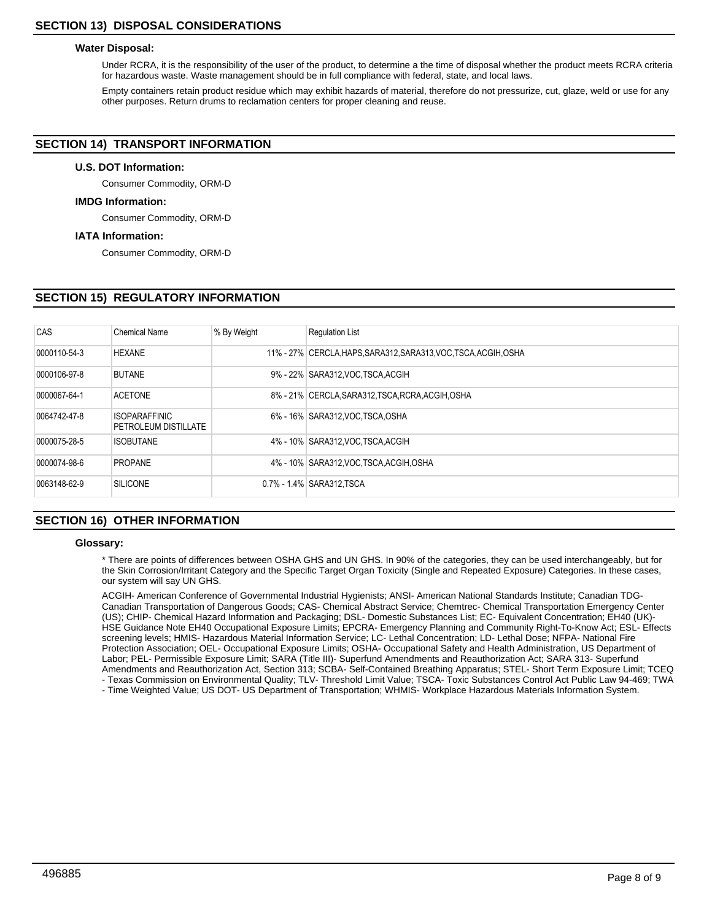## SECTION 13) DISPOSAL CONSIDERATIONS

### Water Disposal:

Under RCRA, it is the responsibility of the user of the product, to determine a the time of disposal whether the product meets RCRA criteria for hazardous waste. Waste management should be in full compliance with federal, state, and local laws.

Empty containers retain product residue which may exhibit hazards of material, therefore do not pressurize, cut, glaze, weld or use for any other purposes. Return drums to reclamation centers for proper cleaning and reuse.

## SECTION 14) TRANSPORT INFORMATION

### U.S. DOT Information:

Consumer Commodity, ORM-D

### IMDG Information:

Consumer Commodity, ORM-D

### IATA Information:

Consumer Commodity, ORM-D

## SECTION 15) REGULATORY INFORMATION

| CAS | Chemical Name | % By Weight | Regulation List |
|---|---|---|---|
| 0000110-54-3 | HEXANE | 11% - 27% | CERCLA,HAPS,SARA312,SARA313,VOC,TSCA,ACGIH,OSHA |
| 0000106-97-8 | BUTANE | 9% - 22% | SARA312,VOC,TSCA,ACGIH |
| 0000067-64-1 | ACETONE | 8% - 21% | CERCLA,SARA312,TSCA,RCRA,ACGIH,OSHA |
| 0064742-47-8 | ISOPARAFFINIC PETROLEUM DISTILLATE | 6% - 16% | SARA312,VOC,TSCA,OSHA |
| 0000075-28-5 | ISOBUTANE | 4% - 10% | SARA312,VOC,TSCA,ACGIH |
| 0000074-98-6 | PROPANE | 4% - 10% | SARA312,VOC,TSCA,ACGIH,OSHA |
| 0063148-62-9 | SILICONE | 0.7% - 1.4% | SARA312,TSCA |

## SECTION 16) OTHER INFORMATION

### Glossary:

* There are points of differences between OSHA GHS and UN GHS. In 90% of the categories, they can be used interchangeably, but for the Skin Corrosion/Irritant Category and the Specific Target Organ Toxicity (Single and Repeated Exposure) Categories. In these cases, our system will say UN GHS.

ACGIH- American Conference of Governmental Industrial Hygienists; ANSI- American National Standards Institute; Canadian TDG- Canadian Transportation of Dangerous Goods; CAS- Chemical Abstract Service; Chemtrec- Chemical Transportation Emergency Center (US); CHIP- Chemical Hazard Information and Packaging; DSL- Domestic Substances List; EC- Equivalent Concentration; EH40 (UK)- HSE Guidance Note EH40 Occupational Exposure Limits; EPCRA- Emergency Planning and Community Right-To-Know Act; ESL- Effects screening levels; HMIS- Hazardous Material Information Service; LC- Lethal Concentration; LD- Lethal Dose; NFPA- National Fire Protection Association; OEL- Occupational Exposure Limits; OSHA- Occupational Safety and Health Administration, US Department of Labor; PEL- Permissible Exposure Limit; SARA (Title III)- Superfund Amendments and Reauthorization Act; SARA 313- Superfund Amendments and Reauthorization Act, Section 313; SCBA- Self-Contained Breathing Apparatus; STEL- Short Term Exposure Limit; TCEQ - Texas Commission on Environmental Quality; TLV- Threshold Limit Value; TSCA- Toxic Substances Control Act Public Law 94-469; TWA - Time Weighted Value; US DOT- US Department of Transportation; WHMIS- Workplace Hazardous Materials Information System.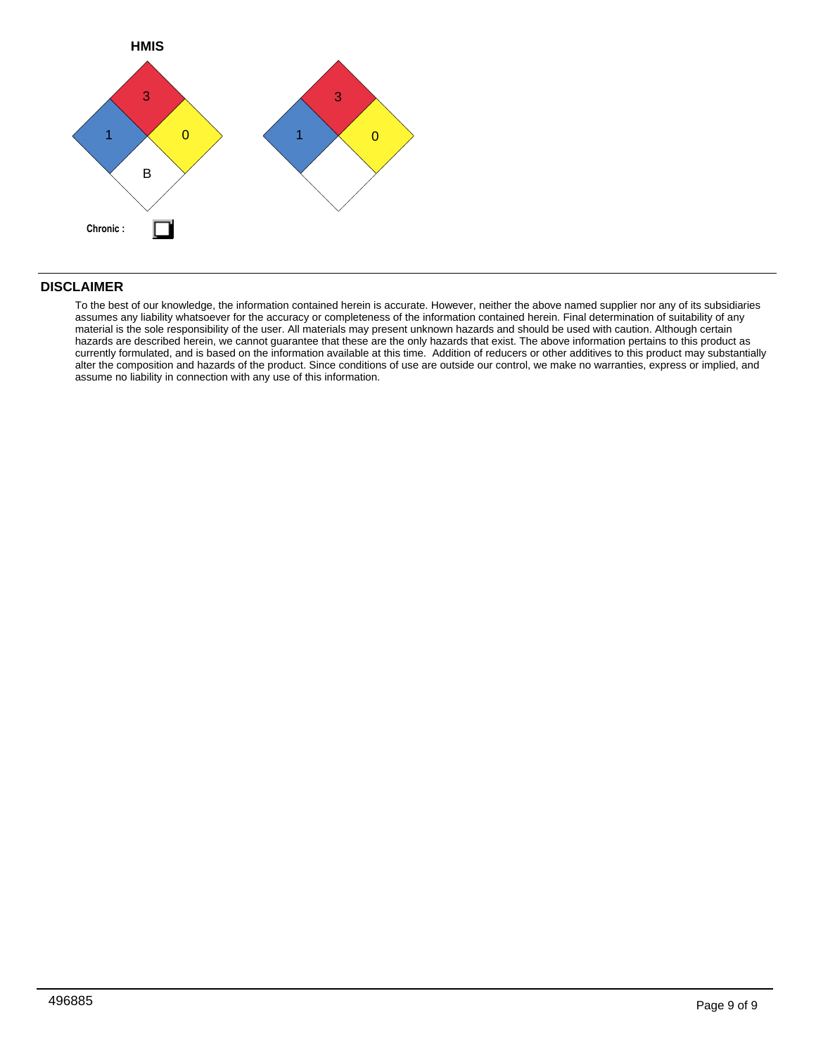**HMIS**

3

1 0

B

3

1 0

**Chronic :** ☐

## DISCLAIMER

To the best of our knowledge, the information contained herein is accurate. However, neither the above named supplier nor any of its subsidiaries assumes any liability whatsoever for the accuracy or completeness of the information contained herein. Final determination of suitability of any material is the sole responsibility of the user. All materials may present unknown hazards and should be used with caution. Although certain hazards are described herein, we cannot guarantee that these are the only hazards that exist. The above information pertains to this product as currently formulated, and is based on the information available at this time. Addition of reducers or other additives to this product may substantially alter the composition and hazards of the product. Since conditions of use are outside our control, we make no warranties, express or implied, and assume no liability in connection with any use of this information.

496885